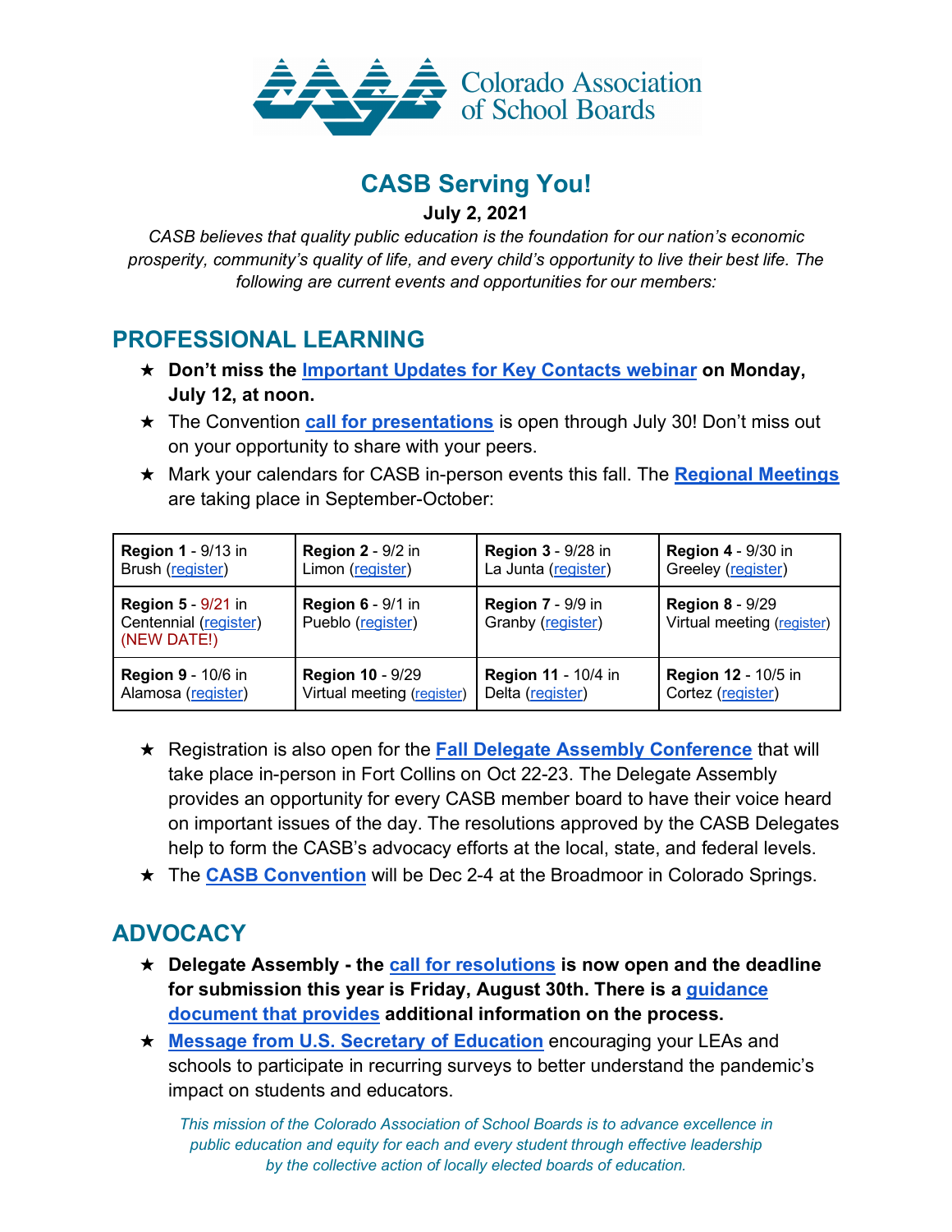Colorado Association of School Boards

# CASB Serving You!

**July 2, 2021**

*CASB believes that quality public education is the foundation for our nation's economic prosperity, community's quality of life, and every child's opportunity to live their best life. The following are current events and opportunities for our members:*

## PROFESSIONAL LEARNING

- **Don't miss the Important Updates for Key Contacts webinar on Monday, July 12, at noon.**
- The Convention **call for presentations** is open through July 30! Don't miss out on your opportunity to share with your peers.
- Mark your calendars for CASB in-person events this fall. The **Regional Meetings** are taking place in September-October:

| | | | |
|---|---|---|---|
| **Region 1** - 9/13 in Brush (register) | **Region 2** - 9/2 in Limon (register) | **Region 3** - 9/28 in La Junta (register) | **Region 4** - 9/30 in Greeley (register) |
| **Region 5** - 9/21 in Centennial (register) (NEW DATE!) | **Region 6** - 9/1 in Pueblo (register) | **Region 7** - 9/9 in Granby (register) | **Region 8** - 9/29 Virtual meeting (register) |
| **Region 9** - 10/6 in Alamosa (register) | **Region 10** - 9/29 Virtual meeting (register) | **Region 11** - 10/4 in Delta (register) | **Region 12** - 10/5 in Cortez (register) |

- Registration is also open for the **Fall Delegate Assembly Conference** that will take place in-person in Fort Collins on Oct 22-23. The Delegate Assembly provides an opportunity for every CASB member board to have their voice heard on important issues of the day. The resolutions approved by the CASB Delegates help to form the CASB's advocacy efforts at the local, state, and federal levels.
- The **CASB Convention** will be Dec 2-4 at the Broadmoor in Colorado Springs.

## ADVOCACY

- **Delegate Assembly - the call for resolutions is now open and the deadline for submission this year is Friday, August 30th. There is a guidance document that provides additional information on the process.**
- **Message from U.S. Secretary of Education** encouraging your LEAs and schools to participate in recurring surveys to better understand the pandemic's impact on students and educators.

*This mission of the Colorado Association of School Boards is to advance excellence in public education and equity for each and every student through effective leadership by the collective action of locally elected boards of education.*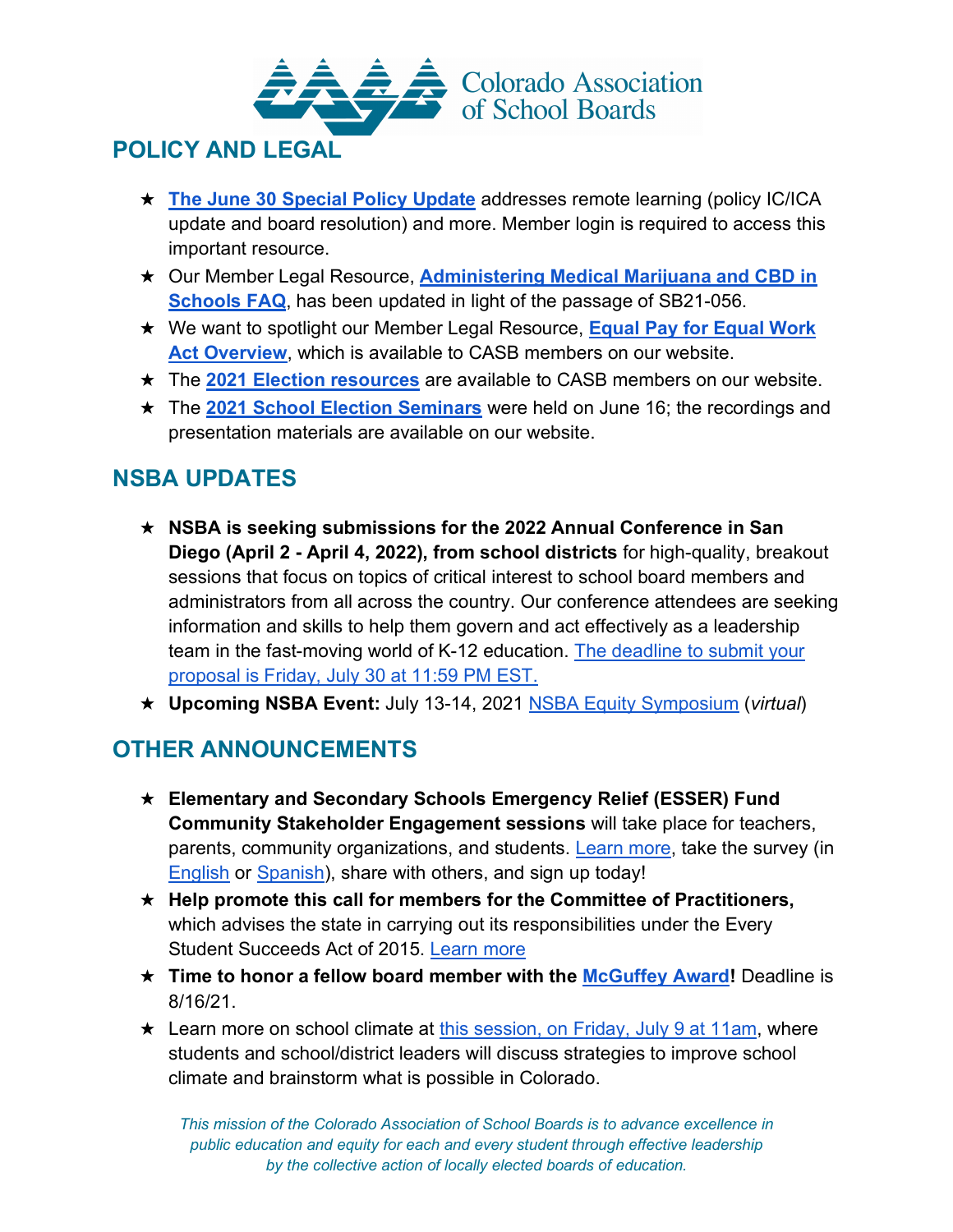## POLICY AND LEGAL

- ★ **The June 30 Special Policy Update** addresses remote learning (policy IC/ICA update and board resolution) and more. Member login is required to access this important resource.
- ★ Our Member Legal Resource, **Administering Medical Marijuana and CBD in Schools FAQ**, has been updated in light of the passage of SB21-056.
- ★ We want to spotlight our Member Legal Resource, **Equal Pay for Equal Work Act Overview**, which is available to CASB members on our website.
- ★ The **2021 Election resources** are available to CASB members on our website.
- ★ The **2021 School Election Seminars** were held on June 16; the recordings and presentation materials are available on our website.

## NSBA UPDATES

- ★ **NSBA is seeking submissions for the 2022 Annual Conference in San Diego (April 2 - April 4, 2022), from school districts** for high-quality, breakout sessions that focus on topics of critical interest to school board members and administrators from all across the country. Our conference attendees are seeking information and skills to help them govern and act effectively as a leadership team in the fast-moving world of K-12 education. The deadline to submit your proposal is Friday, July 30 at 11:59 PM EST.
- ★ **Upcoming NSBA Event:** July 13-14, 2021 NSBA Equity Symposium (*virtual*)

## OTHER ANNOUNCEMENTS

- ★ **Elementary and Secondary Schools Emergency Relief (ESSER) Fund Community Stakeholder Engagement sessions** will take place for teachers, parents, community organizations, and students. Learn more, take the survey (in English or Spanish), share with others, and sign up today!
- ★ **Help promote this call for members for the Committee of Practitioners,** which advises the state in carrying out its responsibilities under the Every Student Succeeds Act of 2015. Learn more
- ★ **Time to honor a fellow board member with the McGuffey Award!** Deadline is 8/16/21.
- ★ Learn more on school climate at this session, on Friday, July 9 at 11am, where students and school/district leaders will discuss strategies to improve school climate and brainstorm what is possible in Colorado.

*This mission of the Colorado Association of School Boards is to advance excellence in public education and equity for each and every student through effective leadership by the collective action of locally elected boards of education.*